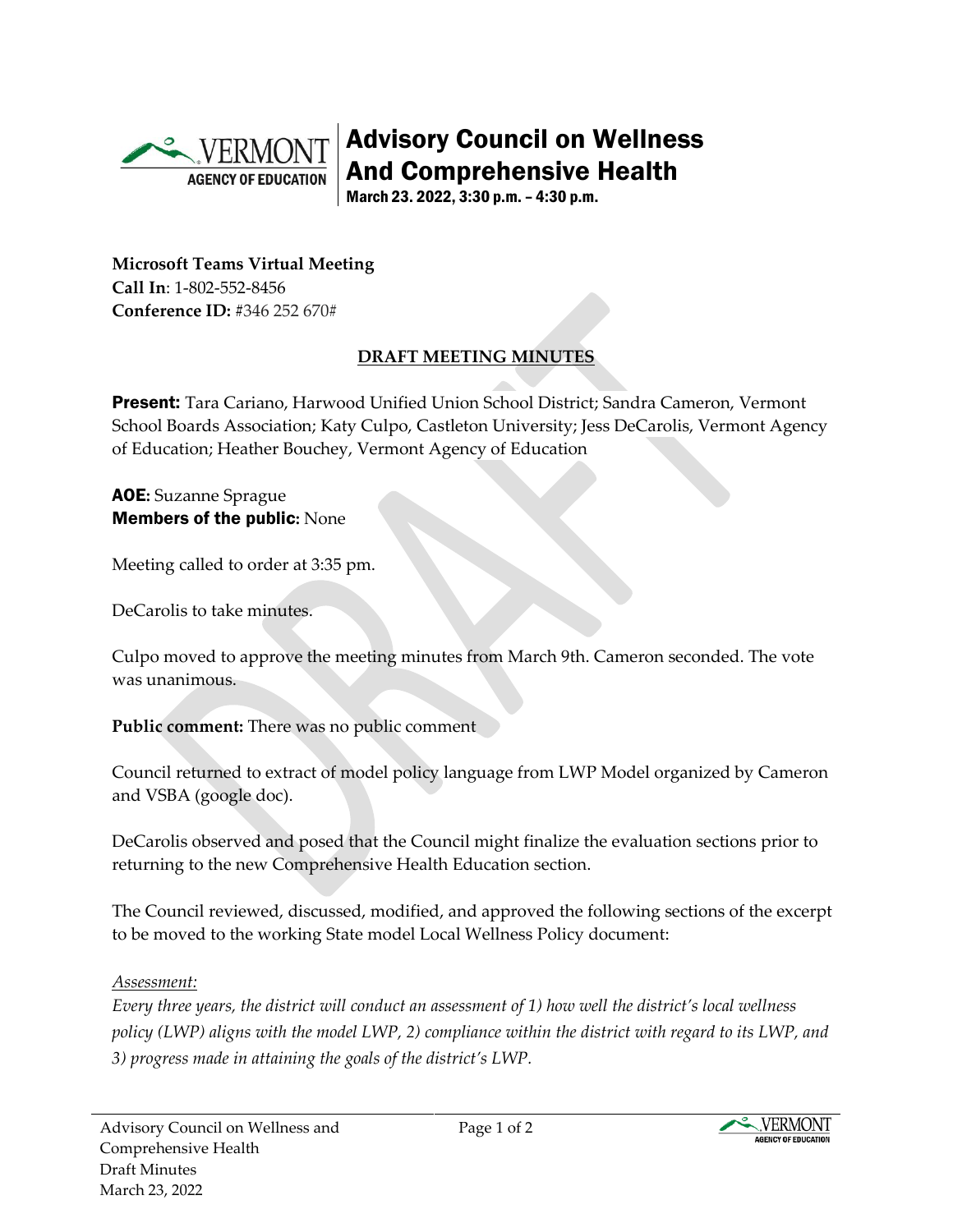# Advisory Council on Wellness And Comprehensive Health

March 23. 2022, 3:30 p.m. – 4:30 p.m.

**Microsoft Teams Virtual Meeting**
**Call In**: 1-802-552-8456
**Conference ID:** #346 252 670#

## DRAFT MEETING MINUTES

**Present:** Tara Cariano, Harwood Unified Union School District; Sandra Cameron, Vermont School Boards Association; Katy Culpo, Castleton University; Jess DeCarolis, Vermont Agency of Education; Heather Bouchey, Vermont Agency of Education

**AOE:** Suzanne Sprague
**Members of the public:** None

Meeting called to order at 3:35 pm.

DeCarolis to take minutes.

Culpo moved to approve the meeting minutes from March 9th. Cameron seconded. The vote was unanimous.

**Public comment:** There was no public comment

Council returned to extract of model policy language from LWP Model organized by Cameron and VSBA (google doc).

DeCarolis observed and posed that the Council might finalize the evaluation sections prior to returning to the new Comprehensive Health Education section.

The Council reviewed, discussed, modified, and approved the following sections of the excerpt to be moved to the working State model Local Wellness Policy document:

*Assessment:*

*Every three years, the district will conduct an assessment of 1) how well the district's local wellness policy (LWP) aligns with the model LWP, 2) compliance within the district with regard to its LWP, and 3) progress made in attaining the goals of the district's LWP.*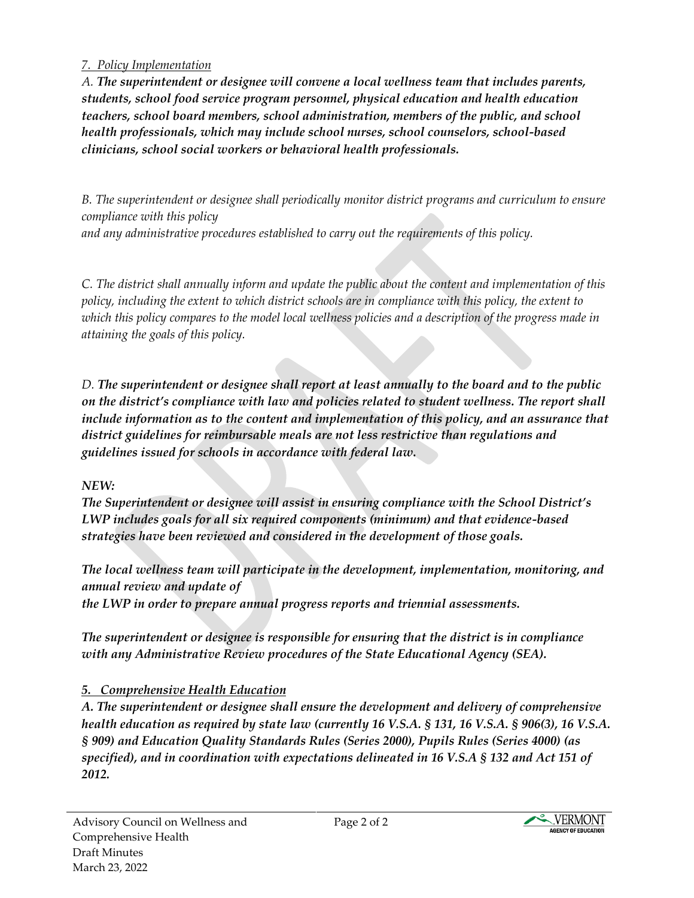*7. Policy Implementation*

*A.* ***The superintendent or designee will convene a local wellness team that includes parents, students, school food service program personnel, physical education and health education teachers, school board members, school administration, members of the public, and school health professionals, which may include school nurses, school counselors, school-based clinicians, school social workers or behavioral health professionals.***

*B. The superintendent or designee shall periodically monitor district programs and curriculum to ensure compliance with this policy and any administrative procedures established to carry out the requirements of this policy.*

*C. The district shall annually inform and update the public about the content and implementation of this policy, including the extent to which district schools are in compliance with this policy, the extent to which this policy compares to the model local wellness policies and a description of the progress made in attaining the goals of this policy.*

*D.* ***The superintendent or designee shall report at least annually to the board and to the public on the district's compliance with law and policies related to student wellness. The report shall include information as to the content and implementation of this policy, and an assurance that district guidelines for reimbursable meals are not less restrictive than regulations and guidelines issued for schools in accordance with federal law.***

***NEW:***

***The Superintendent or designee will assist in ensuring compliance with the School District's LWP includes goals for all six required components (minimum) and that evidence-based strategies have been reviewed and considered in the development of those goals.***

***The local wellness team will participate in the development, implementation, monitoring, and annual review and update of the LWP in order to prepare annual progress reports and triennial assessments.***

***The superintendent or designee is responsible for ensuring that the district is in compliance with any Administrative Review procedures of the State Educational Agency (SEA).***

***5. Comprehensive Health Education***

***A. The superintendent or designee shall ensure the development and delivery of comprehensive health education as required by state law (currently 16 V.S.A. § 131, 16 V.S.A. § 906(3), 16 V.S.A. § 909) and Education Quality Standards Rules (Series 2000), Pupils Rules (Series 4000) (as specified), and in coordination with expectations delineated in 16 V.S.A § 132 and Act 151 of 2012.***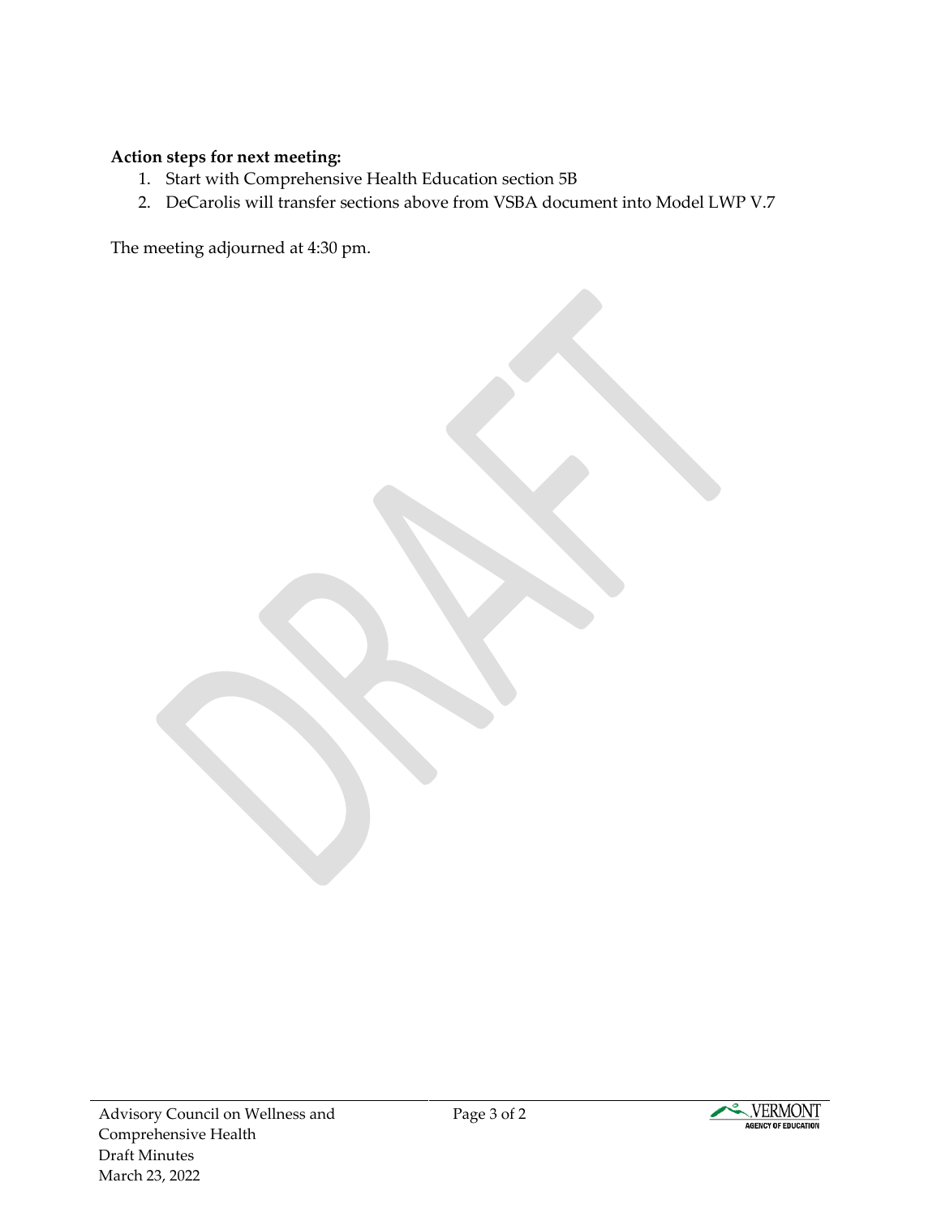**Action steps for next meeting:**

1. Start with Comprehensive Health Education section 5B
2. DeCarolis will transfer sections above from VSBA document into Model LWP V.7

The meeting adjourned at 4:30 pm.